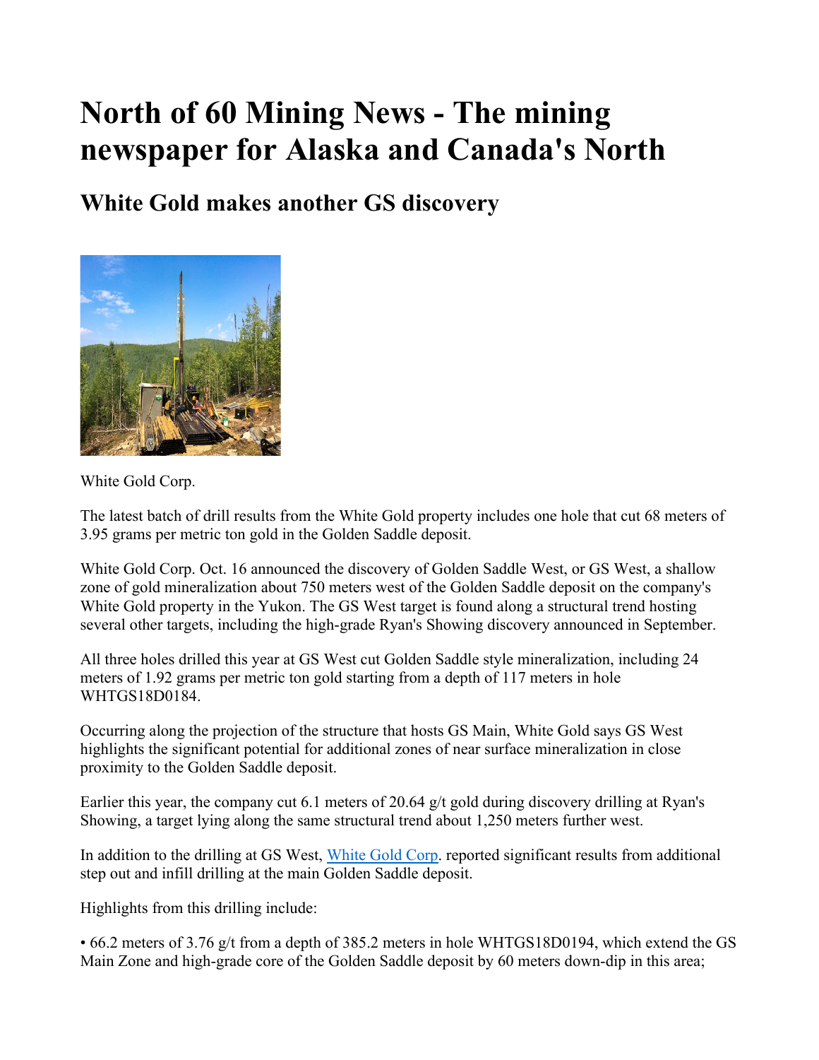# North of 60 Mining News - The mining newspaper for Alaska and Canada's North

## White Gold makes another GS discovery

White Gold Corp.

The latest batch of drill results from the White Gold property includes one hole that cut 68 meters of 3.95 grams per metric ton gold in the Golden Saddle deposit.

White Gold Corp. Oct. 16 announced the discovery of Golden Saddle West, or GS West, a shallow zone of gold mineralization about 750 meters west of the Golden Saddle deposit on the company's White Gold property in the Yukon. The GS West target is found along a structural trend hosting several other targets, including the high-grade Ryan's Showing discovery announced in September.

All three holes drilled this year at GS West cut Golden Saddle style mineralization, including 24 meters of 1.92 grams per metric ton gold starting from a depth of 117 meters in hole WHTGS18D0184.

Occurring along the projection of the structure that hosts GS Main, White Gold says GS West highlights the significant potential for additional zones of near surface mineralization in close proximity to the Golden Saddle deposit.

Earlier this year, the company cut 6.1 meters of 20.64 g/t gold during discovery drilling at Ryan's Showing, a target lying along the same structural trend about 1,250 meters further west.

In addition to the drilling at GS West, White Gold Corp. reported significant results from additional step out and infill drilling at the main Golden Saddle deposit.

Highlights from this drilling include:

• 66.2 meters of 3.76 g/t from a depth of 385.2 meters in hole WHTGS18D0194, which extend the GS Main Zone and high-grade core of the Golden Saddle deposit by 60 meters down-dip in this area;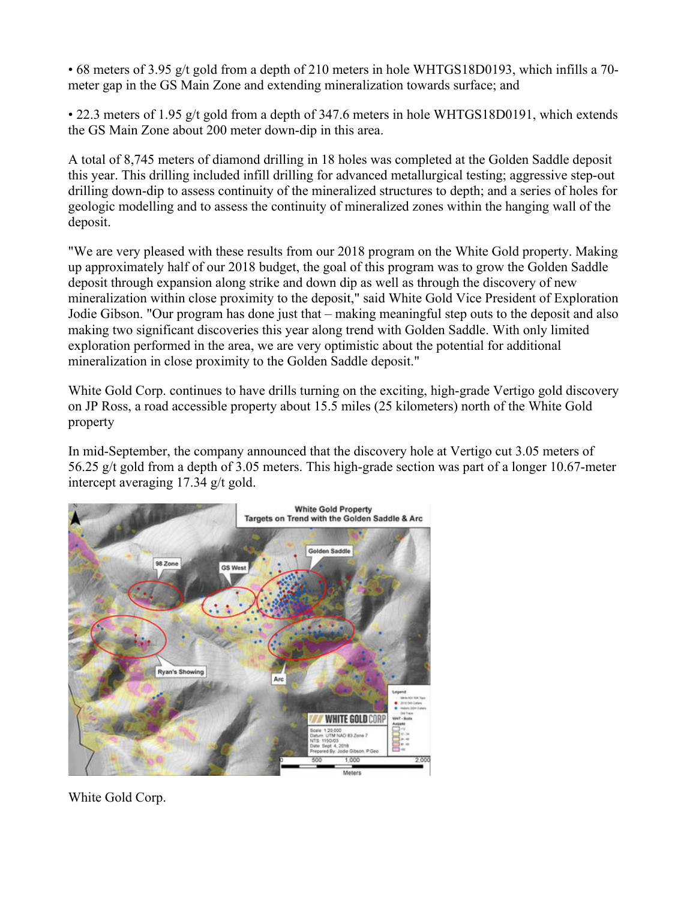• 68 meters of 3.95 g/t gold from a depth of 210 meters in hole WHTGS18D0193, which infills a 70-meter gap in the GS Main Zone and extending mineralization towards surface; and

• 22.3 meters of 1.95 g/t gold from a depth of 347.6 meters in hole WHTGS18D0191, which extends the GS Main Zone about 200 meter down-dip in this area.

A total of 8,745 meters of diamond drilling in 18 holes was completed at the Golden Saddle deposit this year. This drilling included infill drilling for advanced metallurgical testing; aggressive step-out drilling down-dip to assess continuity of the mineralized structures to depth; and a series of holes for geologic modelling and to assess the continuity of mineralized zones within the hanging wall of the deposit.

"We are very pleased with these results from our 2018 program on the White Gold property. Making up approximately half of our 2018 budget, the goal of this program was to grow the Golden Saddle deposit through expansion along strike and down dip as well as through the discovery of new mineralization within close proximity to the deposit," said White Gold Vice President of Exploration Jodie Gibson. "Our program has done just that – making meaningful step outs to the deposit and also making two significant discoveries this year along trend with Golden Saddle. With only limited exploration performed in the area, we are very optimistic about the potential for additional mineralization in close proximity to the Golden Saddle deposit."

White Gold Corp. continues to have drills turning on the exciting, high-grade Vertigo gold discovery on JP Ross, a road accessible property about 15.5 miles (25 kilometers) north of the White Gold property

In mid-September, the company announced that the discovery hole at Vertigo cut 3.05 meters of 56.25 g/t gold from a depth of 3.05 meters. This high-grade section was part of a longer 10.67-meter intercept averaging 17.34 g/t gold.

White Gold Corp.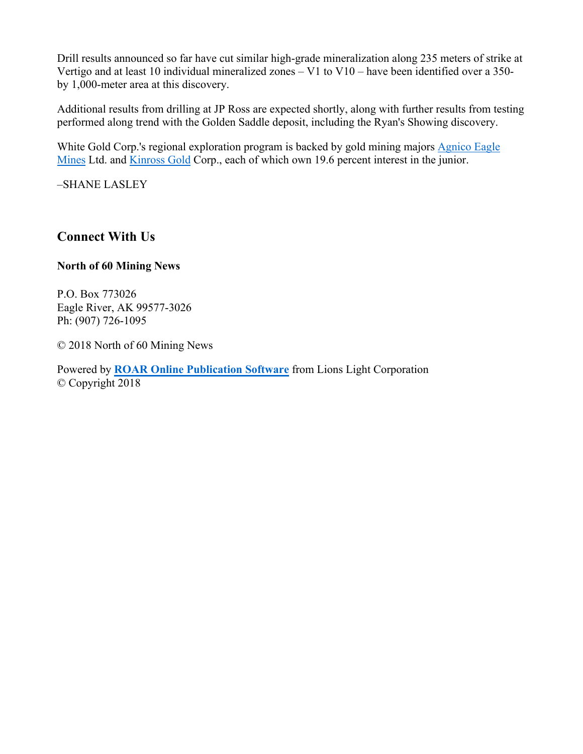Drill results announced so far have cut similar high-grade mineralization along 235 meters of strike at Vertigo and at least 10 individual mineralized zones – V1 to V10 – have been identified over a 350- by 1,000-meter area at this discovery.

Additional results from drilling at JP Ross are expected shortly, along with further results from testing performed along trend with the Golden Saddle deposit, including the Ryan's Showing discovery.

White Gold Corp.'s regional exploration program is backed by gold mining majors Agnico Eagle Mines Ltd. and Kinross Gold Corp., each of which own 19.6 percent interest in the junior.

–SHANE LASLEY

## Connect With Us

**North of 60 Mining News**

P.O. Box 773026
Eagle River, AK 99577-3026
Ph: (907) 726-1095

© 2018 North of 60 Mining News

Powered by **ROAR Online Publication Software** from Lions Light Corporation
© Copyright 2018